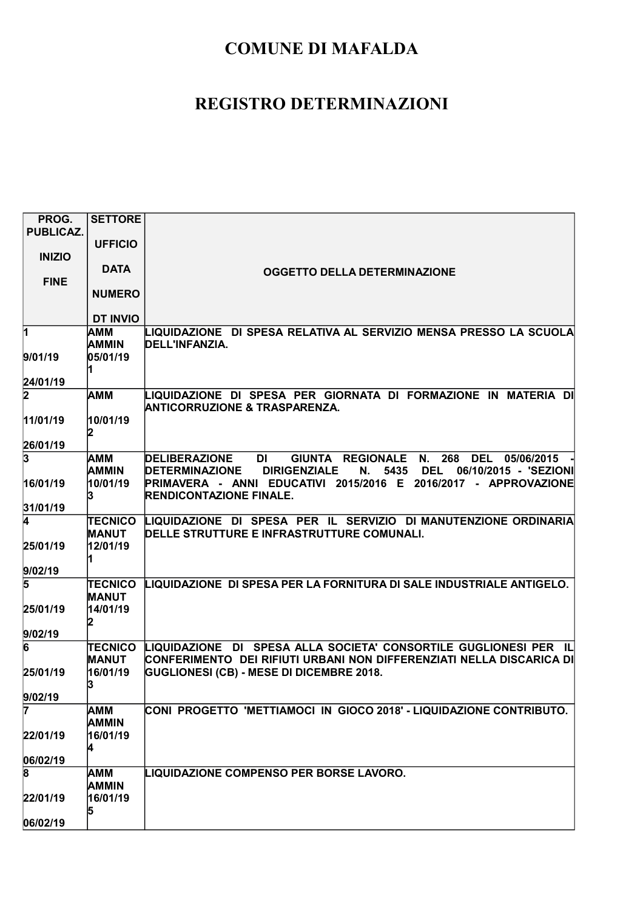# COMUNE DI MAFALDA

# REGISTRO DETERMINAZIONI

| PROG. PUBLICAZ.<br>INIZIO<br>FINE | SETTORE<br>UFFICIO<br>DATA<br>NUMERO<br>DT INVIO | OGGETTO DELLA DETERMINAZIONE |
|---|---|---|
| 1<br>9/01/19<br>24/01/19 | AMM<br>AMMIN<br>05/01/19<br>1 | LIQUIDAZIONE DI SPESA RELATIVA AL SERVIZIO MENSA PRESSO LA SCUOLA DELL'INFANZIA. |
| 2<br>11/01/19<br>26/01/19 | AMM<br><br>10/01/19<br>2 | LIQUIDAZIONE DI SPESA PER GIORNATA DI FORMAZIONE IN MATERIA DI ANTICORRUZIONE & TRASPARENZA. |
| 3<br>16/01/19<br>31/01/19 | AMM<br>AMMIN<br>10/01/19<br>3 | DELIBERAZIONE DI GIUNTA REGIONALE N. 268 DEL 05/06/2015 - DETERMINAZIONE DIRIGENZIALE N. 5435 DEL 06/10/2015 - 'SEZIONI PRIMAVERA - ANNI EDUCATIVI 2015/2016 E 2016/2017 - APPROVAZIONE RENDICONTAZIONE FINALE. |
| 4<br>25/01/19<br>9/02/19 | TECNICO<br>MANUT<br>12/01/19<br>1 | LIQUIDAZIONE DI SPESA PER IL SERVIZIO DI MANUTENZIONE ORDINARIA DELLE STRUTTURE E INFRASTRUTTURE COMUNALI. |
| 5<br>25/01/19<br>9/02/19 | TECNICO<br>MANUT<br>14/01/19<br>2 | LIQUIDAZIONE DI SPESA PER LA FORNITURA DI SALE INDUSTRIALE ANTIGELO. |
| 6<br>25/01/19<br>9/02/19 | TECNICO<br>MANUT<br>16/01/19<br>3 | LIQUIDAZIONE DI SPESA ALLA SOCIETA' CONSORTILE GUGLIONESI PER IL CONFERIMENTO DEI RIFIUTI URBANI NON DIFFERENZIATI NELLA DISCARICA DI GUGLIONESI (CB) - MESE DI DICEMBRE 2018. |
| 7<br>22/01/19<br>06/02/19 | AMM<br>AMMIN<br>16/01/19<br>4 | CONI PROGETTO 'METTIAMOCI IN GIOCO 2018' - LIQUIDAZIONE CONTRIBUTO. |
| 8<br>22/01/19<br>06/02/19 | AMM<br>AMMIN<br>16/01/19<br>5 | LIQUIDAZIONE COMPENSO PER BORSE LAVORO. |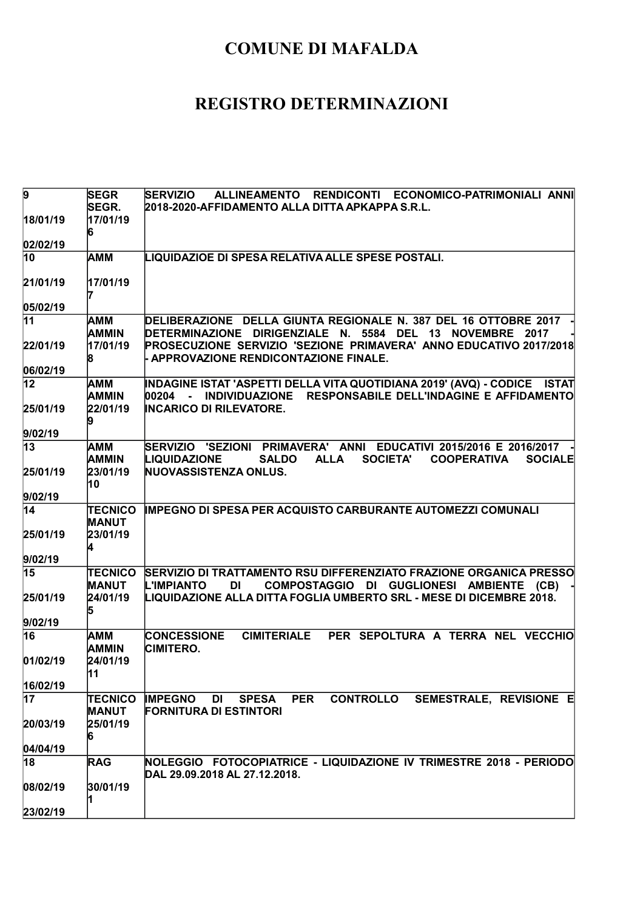# COMUNE DI MAFALDA

# REGISTRO DETERMINAZIONI

| | | |
|---|---|---|
| 9<br><br>18/01/19<br><br>02/02/19 | SEGR<br>SEGR.<br>17/01/19<br>6 | SERVIZIO ALLINEAMENTO RENDICONTI ECONOMICO-PATRIMONIALI ANNI 2018-2020-AFFIDAMENTO ALLA DITTA APKAPPA S.R.L. |
| 10<br><br>21/01/19<br><br>05/02/19 | AMM<br><br>17/01/19<br>7 | LIQUIDAZIOE DI SPESA RELATIVA ALLE SPESE POSTALI. |
| 11<br><br>22/01/19<br><br>06/02/19 | AMM<br>AMMIN<br>17/01/19<br>8 | DELIBERAZIONE DELLA GIUNTA REGIONALE N. 387 DEL 16 OTTOBRE 2017 - DETERMINAZIONE DIRIGENZIALE N. 5584 DEL 13 NOVEMBRE 2017 - PROSECUZIONE SERVIZIO 'SEZIONE PRIMAVERA' ANNO EDUCATIVO 2017/2018 - APPROVAZIONE RENDICONTAZIONE FINALE. |
| 12<br><br>25/01/19<br><br>9/02/19 | AMM<br>AMMIN<br>22/01/19<br>9 | INDAGINE ISTAT 'ASPETTI DELLA VITA QUOTIDIANA 2019' (AVQ) - CODICE ISTAT 00204 - INDIVIDUAZIONE RESPONSABILE DELL'INDAGINE E AFFIDAMENTO INCARICO DI RILEVATORE. |
| 13<br><br>25/01/19<br><br>9/02/19 | AMM<br>AMMIN<br>23/01/19<br>10 | SERVIZIO 'SEZIONI PRIMAVERA' ANNI EDUCATIVI 2015/2016 E 2016/2017 - LIQUIDAZIONE SALDO ALLA SOCIETA' COOPERATIVA SOCIALE NUOVASSISTENZA ONLUS. |
| 14<br><br>25/01/19<br><br>9/02/19 | TECNICO<br>MANUT<br>23/01/19<br>4 | IMPEGNO DI SPESA PER ACQUISTO CARBURANTE AUTOMEZZI COMUNALI |
| 15<br><br>25/01/19<br><br>9/02/19 | TECNICO<br>MANUT<br>24/01/19<br>5 | SERVIZIO DI TRATTAMENTO RSU DIFFERENZIATO FRAZIONE ORGANICA PRESSO L'IMPIANTO DI COMPOSTAGGIO DI GUGLIONESI AMBIENTE (CB) - LIQUIDAZIONE ALLA DITTA FOGLIA UMBERTO SRL - MESE DI DICEMBRE 2018. |
| 16<br><br>01/02/19<br><br>16/02/19 | AMM<br>AMMIN<br>24/01/19<br>11 | CONCESSIONE CIMITERIALE PER SEPOLTURA A TERRA NEL VECCHIO CIMITERO. |
| 17<br><br>20/03/19<br><br>04/04/19 | TECNICO<br>MANUT<br>25/01/19<br>6 | IMPEGNO DI SPESA PER CONTROLLO SEMESTRALE, REVISIONE E FORNITURA DI ESTINTORI |
| 18<br><br>08/02/19<br><br>23/02/19 | RAG<br><br>30/01/19<br>1 | NOLEGGIO FOTOCOPIATRICE - LIQUIDAZIONE IV TRIMESTRE 2018 - PERIODO DAL 29.09.2018 AL 27.12.2018. |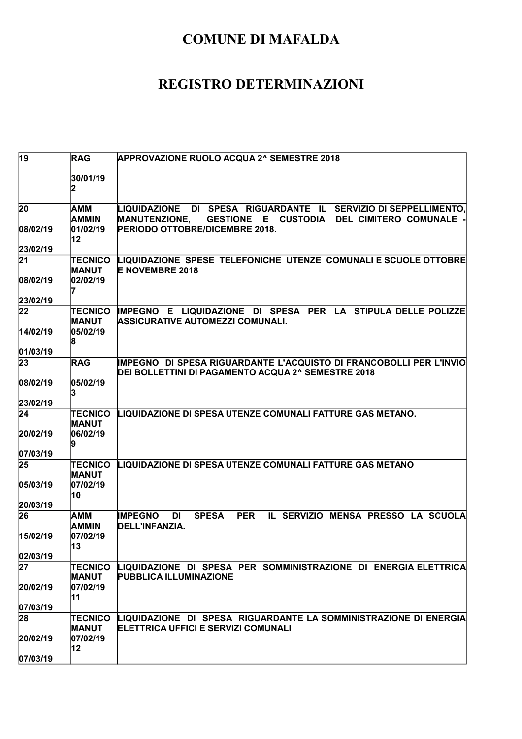# COMUNE DI MAFALDA

# REGISTRO DETERMINAZIONI

| | | |
|---|---|---|
| 19 | RAG<br><br>30/01/19<br>2 | APPROVAZIONE RUOLO ACQUA 2^ SEMESTRE 2018 |
| 20<br><br>08/02/19<br><br>23/02/19 | AMM AMMIN<br>01/02/19<br>12 | LIQUIDAZIONE DI SPESA RIGUARDANTE IL SERVIZIO DI SEPPELLIMENTO, MANUTENZIONE, GESTIONE E CUSTODIA DEL CIMITERO COMUNALE - PERIODO OTTOBRE/DICEMBRE 2018. |
| 21<br><br>08/02/19<br><br>23/02/19 | TECNICO MANUT<br>02/02/19<br>7 | LIQUIDAZIONE SPESE TELEFONICHE UTENZE COMUNALI E SCUOLE OTTOBRE E NOVEMBRE 2018 |
| 22<br><br>14/02/19<br><br>01/03/19 | TECNICO MANUT<br>05/02/19<br>8 | IMPEGNO E LIQUIDAZIONE DI SPESA PER LA STIPULA DELLE POLIZZE ASSICURATIVE AUTOMEZZI COMUNALI. |
| 23<br><br>08/02/19<br><br>23/02/19 | RAG<br><br>05/02/19<br>3 | IMPEGNO DI SPESA RIGUARDANTE L'ACQUISTO DI FRANCOBOLLI PER L'INVIO DEI BOLLETTINI DI PAGAMENTO ACQUA 2^ SEMESTRE 2018 |
| 24<br><br>20/02/19<br><br>07/03/19 | TECNICO MANUT<br>06/02/19<br>9 | LIQUIDAZIONE DI SPESA UTENZE COMUNALI FATTURE GAS METANO. |
| 25<br><br>05/03/19<br><br>20/03/19 | TECNICO MANUT<br>07/02/19<br>10 | LIQUIDAZIONE DI SPESA UTENZE COMUNALI FATTURE GAS METANO |
| 26<br><br>15/02/19<br><br>02/03/19 | AMM AMMIN<br>07/02/19<br>13 | IMPEGNO DI SPESA PER IL SERVIZIO MENSA PRESSO LA SCUOLA DELL'INFANZIA. |
| 27<br><br>20/02/19<br><br>07/03/19 | TECNICO MANUT<br>07/02/19<br>11 | LIQUIDAZIONE DI SPESA PER SOMMINISTRAZIONE DI ENERGIA ELETTRICA PUBBLICA ILLUMINAZIONE |
| 28<br><br>20/02/19<br><br>07/03/19 | TECNICO MANUT<br>07/02/19<br>12 | LIQUIDAZIONE DI SPESA RIGUARDANTE LA SOMMINISTRAZIONE DI ENERGIA ELETTRICA UFFICI E SERVIZI COMUNALI |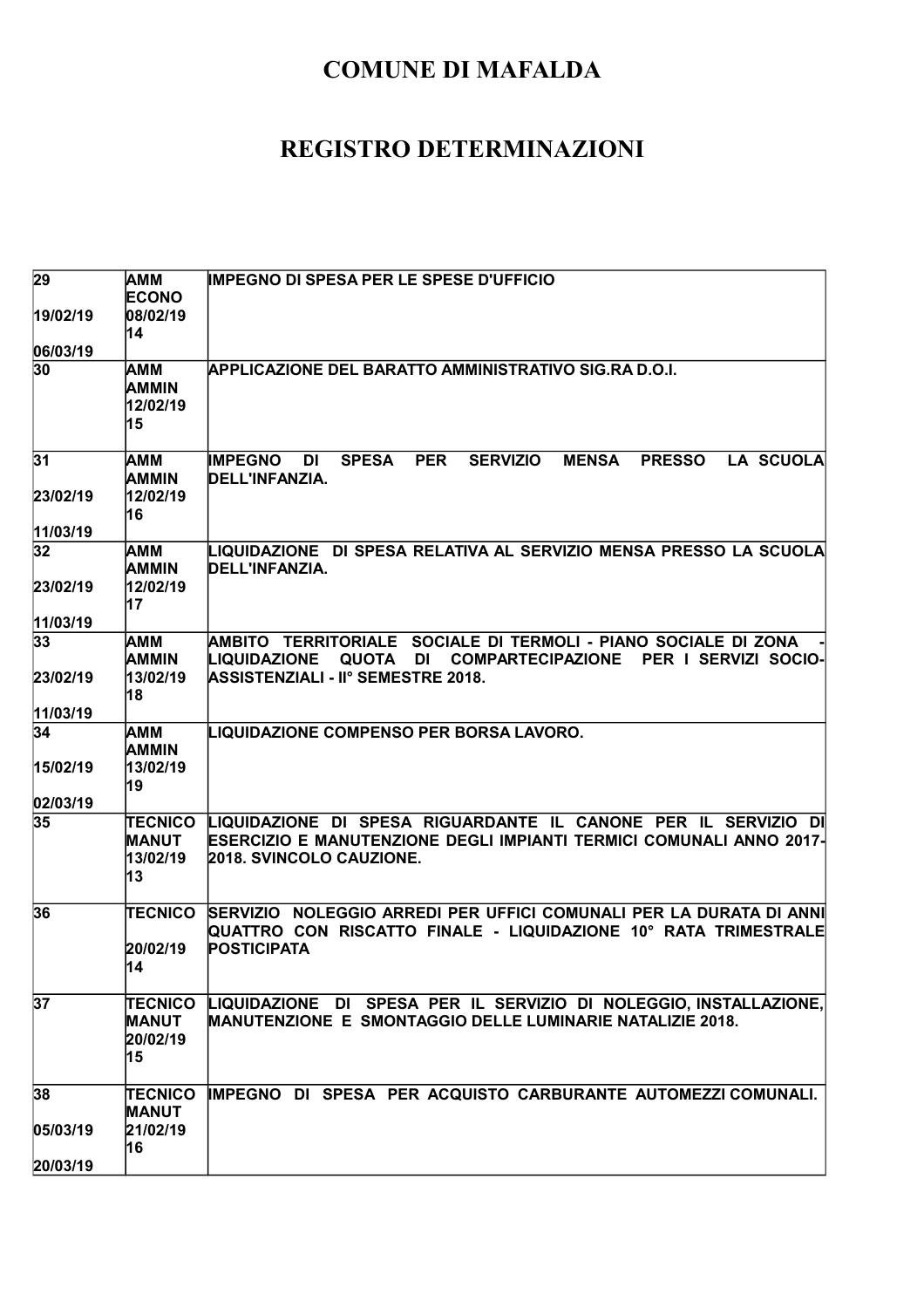# COMUNE DI MAFALDA

# REGISTRO DETERMINAZIONI

| | | |
|---|---|---|
| 29<br><br>19/02/19<br><br>06/03/19 | AMM<br>ECONO<br>08/02/19<br>14 | IMPEGNO DI SPESA PER LE SPESE D'UFFICIO |
| 30 | AMM<br>AMMIN<br>12/02/19<br>15 | APPLICAZIONE DEL BARATTO AMMINISTRATIVO SIG.RA D.O.I. |
| 31<br><br>23/02/19<br><br>11/03/19 | AMM<br>AMMIN<br>12/02/19<br>16 | IMPEGNO DI SPESA PER SERVIZIO MENSA PRESSO LA SCUOLA DELL'INFANZIA. |
| 32<br><br>23/02/19<br><br>11/03/19 | AMM<br>AMMIN<br>12/02/19<br>17 | LIQUIDAZIONE DI SPESA RELATIVA AL SERVIZIO MENSA PRESSO LA SCUOLA DELL'INFANZIA. |
| 33<br><br>23/02/19<br><br>11/03/19 | AMM<br>AMMIN<br>13/02/19<br>18 | AMBITO TERRITORIALE SOCIALE DI TERMOLI - PIANO SOCIALE DI ZONA - LIQUIDAZIONE QUOTA DI COMPARTECIPAZIONE PER I SERVIZI SOCIO-ASSISTENZIALI - II° SEMESTRE 2018. |
| 34<br><br>15/02/19<br><br>02/03/19 | AMM<br>AMMIN<br>13/02/19<br>19 | LIQUIDAZIONE COMPENSO PER BORSA LAVORO. |
| 35 | TECNICO<br>MANUT<br>13/02/19<br>13 | LIQUIDAZIONE DI SPESA RIGUARDANTE IL CANONE PER IL SERVIZIO DI ESERCIZIO E MANUTENZIONE DEGLI IMPIANTI TERMICI COMUNALI ANNO 2017-2018. SVINCOLO CAUZIONE. |
| 36 | TECNICO<br><br>20/02/19<br>14 | SERVIZIO NOLEGGIO ARREDI PER UFFICI COMUNALI PER LA DURATA DI ANNI QUATTRO CON RISCATTO FINALE - LIQUIDAZIONE 10° RATA TRIMESTRALE POSTICIPATA |
| 37 | TECNICO<br>MANUT<br>20/02/19<br>15 | LIQUIDAZIONE DI SPESA PER IL SERVIZIO DI NOLEGGIO, INSTALLAZIONE, MANUTENZIONE E SMONTAGGIO DELLE LUMINARIE NATALIZIE 2018. |
| 38<br><br>05/03/19<br><br>20/03/19 | TECNICO<br>MANUT<br>21/02/19<br>16 | IMPEGNO DI SPESA PER ACQUISTO CARBURANTE AUTOMEZZI COMUNALI. |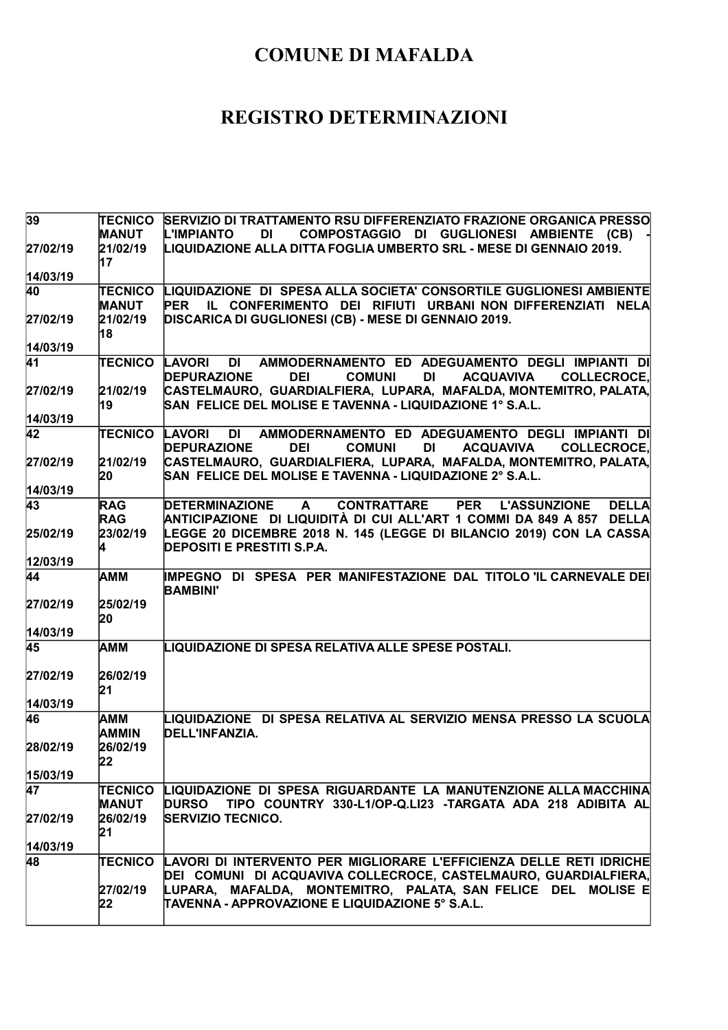# COMUNE DI MAFALDA

# REGISTRO DETERMINAZIONI

| | | |
|---|---|---|
| 39<br><br>27/02/19<br><br>14/03/19 | TECNICO<br>MANUT<br>21/02/19<br>17 | SERVIZIO DI TRATTAMENTO RSU DIFFERENZIATO FRAZIONE ORGANICA PRESSO L'IMPIANTO DI COMPOSTAGGIO DI GUGLIONESI AMBIENTE (CB) - LIQUIDAZIONE ALLA DITTA FOGLIA UMBERTO SRL - MESE DI GENNAIO 2019. |
| 40<br><br>27/02/19<br><br>14/03/19 | TECNICO<br>MANUT<br>21/02/19<br>18 | LIQUIDAZIONE DI SPESA ALLA SOCIETA' CONSORTILE GUGLIONESI AMBIENTE PER IL CONFERIMENTO DEI RIFIUTI URBANI NON DIFFERENZIATI NELA DISCARICA DI GUGLIONESI (CB) - MESE DI GENNAIO 2019. |
| 41<br><br>27/02/19<br><br>14/03/19 | TECNICO<br><br>21/02/19<br>19 | LAVORI DI AMMODERNAMENTO ED ADEGUAMENTO DEGLI IMPIANTI DI DEPURAZIONE DEI COMUNI DI ACQUAVIVA COLLECROCE, CASTELMAURO, GUARDIALFIERA, LUPARA, MAFALDA, MONTEMITRO, PALATA, SAN FELICE DEL MOLISE E TAVENNA - LIQUIDAZIONE 1° S.A.L. |
| 42<br><br>27/02/19<br><br>14/03/19 | TECNICO<br><br>21/02/19<br>20 | LAVORI DI AMMODERNAMENTO ED ADEGUAMENTO DEGLI IMPIANTI DI DEPURAZIONE DEI COMUNI DI ACQUAVIVA COLLECROCE, CASTELMAURO, GUARDIALFIERA, LUPARA, MAFALDA, MONTEMITRO, PALATA, SAN FELICE DEL MOLISE E TAVENNA - LIQUIDAZIONE 2° S.A.L. |
| 43<br><br>25/02/19<br><br>12/03/19 | RAG<br>RAG<br>23/02/19<br>4 | DETERMINAZIONE A CONTRATTARE PER L'ASSUNZIONE DELLA ANTICIPAZIONE DI LIQUIDITÀ DI CUI ALL'ART 1 COMMI DA 849 A 857 DELLA LEGGE 20 DICEMBRE 2018 N. 145 (LEGGE DI BILANCIO 2019) CON LA CASSA DEPOSITI E PRESTITI S.P.A. |
| 44<br><br>27/02/19<br><br>14/03/19 | AMM<br><br>25/02/19<br>20 | IMPEGNO DI SPESA PER MANIFESTAZIONE DAL TITOLO 'IL CARNEVALE DEI BAMBINI' |
| 45<br><br>27/02/19<br><br>14/03/19 | AMM<br><br>26/02/19<br>21 | LIQUIDAZIONE DI SPESA RELATIVA ALLE SPESE POSTALI. |
| 46<br><br>28/02/19<br><br>15/03/19 | AMM<br>AMMIN<br>26/02/19<br>22 | LIQUIDAZIONE DI SPESA RELATIVA AL SERVIZIO MENSA PRESSO LA SCUOLA DELL'INFANZIA. |
| 47<br><br>27/02/19<br><br>14/03/19 | TECNICO<br>MANUT<br>26/02/19<br>21 | LIQUIDAZIONE DI SPESA RIGUARDANTE LA MANUTENZIONE ALLA MACCHINA DURSO TIPO COUNTRY 330-L1/OP-Q.LI23 -TARGATA ADA 218 ADIBITA AL SERVIZIO TECNICO. |
| 48 | TECNICO<br><br>27/02/19<br>22 | LAVORI DI INTERVENTO PER MIGLIORARE L'EFFICIENZA DELLE RETI IDRICHE DEI COMUNI DI ACQUAVIVA COLLECROCE, CASTELMAURO, GUARDIALFIERA, LUPARA, MAFALDA, MONTEMITRO, PALATA, SAN FELICE DEL MOLISE E TAVENNA - APPROVAZIONE E LIQUIDAZIONE 5° S.A.L. |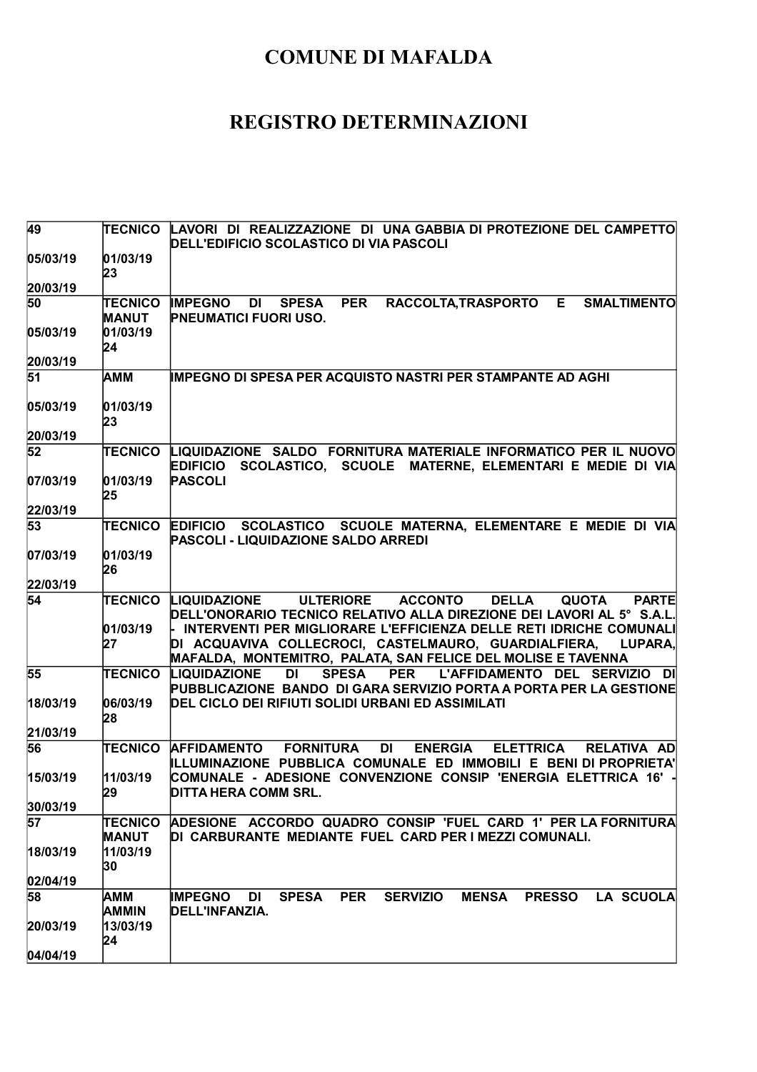# COMUNE DI MAFALDA

# REGISTRO DETERMINAZIONI

| | | |
|---|---|---|
| 49<br>05/03/19<br>20/03/19 | TECNICO<br>01/03/19<br>23 | LAVORI DI REALIZZAZIONE DI UNA GABBIA DI PROTEZIONE DEL CAMPETTO DELL'EDIFICIO SCOLASTICO DI VIA PASCOLI |
| 50<br>05/03/19<br>20/03/19 | TECNICO MANUT<br>01/03/19<br>24 | IMPEGNO DI SPESA PER RACCOLTA,TRASPORTO E SMALTIMENTO PNEUMATICI FUORI USO. |
| 51<br>05/03/19<br>20/03/19 | AMM<br>01/03/19<br>23 | IMPEGNO DI SPESA PER ACQUISTO NASTRI PER STAMPANTE AD AGHI |
| 52<br>07/03/19<br>22/03/19 | TECNICO<br>01/03/19<br>25 | LIQUIDAZIONE SALDO FORNITURA MATERIALE INFORMATICO PER IL NUOVO EDIFICIO SCOLASTICO, SCUOLE MATERNE, ELEMENTARI E MEDIE DI VIA PASCOLI |
| 53<br>07/03/19<br>22/03/19 | TECNICO<br>01/03/19<br>26 | EDIFICIO SCOLASTICO SCUOLE MATERNA, ELEMENTARE E MEDIE DI VIA PASCOLI - LIQUIDAZIONE SALDO ARREDI |
| 54 | TECNICO<br>01/03/19<br>27 | LIQUIDAZIONE ULTERIORE ACCONTO DELLA QUOTA PARTE DELL'ONORARIO TECNICO RELATIVO ALLA DIREZIONE DEI LAVORI AL 5° S.A.L. - INTERVENTI PER MIGLIORARE L'EFFICIENZA DELLE RETI IDRICHE COMUNALI DI ACQUAVIVA COLLECROCI, CASTELMAURO, GUARDIALFIERA, LUPARA, MAFALDA, MONTEMITRO, PALATA, SAN FELICE DEL MOLISE E TAVENNA |
| 55<br>18/03/19<br>21/03/19 | TECNICO<br>06/03/19<br>28 | LIQUIDAZIONE DI SPESA PER L'AFFIDAMENTO DEL SERVIZIO DI PUBBLICAZIONE BANDO DI GARA SERVIZIO PORTA A PORTA PER LA GESTIONE DEL CICLO DEI RIFIUTI SOLIDI URBANI ED ASSIMILATI |
| 56<br>15/03/19<br>30/03/19 | TECNICO<br>11/03/19<br>29 | AFFIDAMENTO FORNITURA DI ENERGIA ELETTRICA RELATIVA AD ILLUMINAZIONE PUBBLICA COMUNALE ED IMMOBILI E BENI DI PROPRIETA' COMUNALE - ADESIONE CONVENZIONE CONSIP 'ENERGIA ELETTRICA 16' - DITTA HERA COMM SRL. |
| 57<br>18/03/19<br>02/04/19 | TECNICO MANUT<br>11/03/19<br>30 | ADESIONE ACCORDO QUADRO CONSIP 'FUEL CARD 1' PER LA FORNITURA DI CARBURANTE MEDIANTE FUEL CARD PER I MEZZI COMUNALI. |
| 58<br>20/03/19<br>04/04/19 | AMM AMMIN<br>13/03/19<br>24 | IMPEGNO DI SPESA PER SERVIZIO MENSA PRESSO LA SCUOLA DELL'INFANZIA. |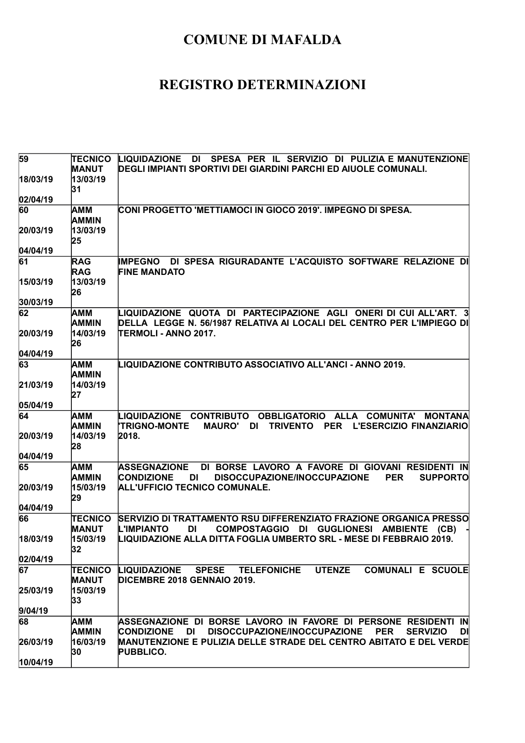# COMUNE DI MAFALDA

# REGISTRO DETERMINAZIONI

| | | |
|---|---|---|
| 59<br><br>18/03/19<br><br>02/04/19 | TECNICO<br>MANUT<br>13/03/19<br>31 | LIQUIDAZIONE DI SPESA PER IL SERVIZIO DI PULIZIA E MANUTENZIONE DEGLI IMPIANTI SPORTIVI DEI GIARDINI PARCHI ED AIUOLE COMUNALI. |
| 60<br><br>20/03/19<br><br>04/04/19 | AMM<br>AMMIN<br>13/03/19<br>25 | CONI PROGETTO 'METTIAMOCI IN GIOCO 2019'. IMPEGNO DI SPESA. |
| 61<br><br>15/03/19<br><br>30/03/19 | RAG<br>RAG<br>13/03/19<br>26 | IMPEGNO DI SPESA RIGURADANTE L'ACQUISTO SOFTWARE RELAZIONE DI FINE MANDATO |
| 62<br><br>20/03/19<br><br>04/04/19 | AMM<br>AMMIN<br>14/03/19<br>26 | LIQUIDAZIONE QUOTA DI PARTECIPAZIONE AGLI ONERI DI CUI ALL'ART. 3 DELLA LEGGE N. 56/1987 RELATIVA AI LOCALI DEL CENTRO PER L'IMPIEGO DI TERMOLI - ANNO 2017. |
| 63<br><br>21/03/19<br><br>05/04/19 | AMM<br>AMMIN<br>14/03/19<br>27 | LIQUIDAZIONE CONTRIBUTO ASSOCIATIVO ALL'ANCI - ANNO 2019. |
| 64<br><br>20/03/19<br><br>04/04/19 | AMM<br>AMMIN<br>14/03/19<br>28 | LIQUIDAZIONE CONTRIBUTO OBBLIGATORIO ALLA COMUNITA' MONTANA 'TRIGNO-MONTE MAURO' DI TRIVENTO PER L'ESERCIZIO FINANZIARIO 2018. |
| 65<br><br>20/03/19<br><br>04/04/19 | AMM<br>AMMIN<br>15/03/19<br>29 | ASSEGNAZIONE DI BORSE LAVORO A FAVORE DI GIOVANI RESIDENTI IN CONDIZIONE DI DISOCCUPAZIONE/INOCCUPAZIONE PER SUPPORTO ALL'UFFICIO TECNICO COMUNALE. |
| 66<br><br>18/03/19<br><br>02/04/19 | TECNICO<br>MANUT<br>15/03/19<br>32 | SERVIZIO DI TRATTAMENTO RSU DIFFERENZIATO FRAZIONE ORGANICA PRESSO L'IMPIANTO DI COMPOSTAGGIO DI GUGLIONESI AMBIENTE (CB) - LIQUIDAZIONE ALLA DITTA FOGLIA UMBERTO SRL - MESE DI FEBBRAIO 2019. |
| 67<br><br>25/03/19<br><br>9/04/19 | TECNICO<br>MANUT<br>15/03/19<br>33 | LIQUIDAZIONE SPESE TELEFONICHE UTENZE COMUNALI E SCUOLE DICEMBRE 2018 GENNAIO 2019. |
| 68<br><br>26/03/19<br><br>10/04/19 | AMM<br>AMMIN<br>16/03/19<br>30 | ASSEGNAZIONE DI BORSE LAVORO IN FAVORE DI PERSONE RESIDENTI IN CONDIZIONE DI DISOCCUPAZIONE/INOCCUPAZIONE PER SERVIZIO DI MANUTENZIONE E PULIZIA DELLE STRADE DEL CENTRO ABITATO E DEL VERDE PUBBLICO. |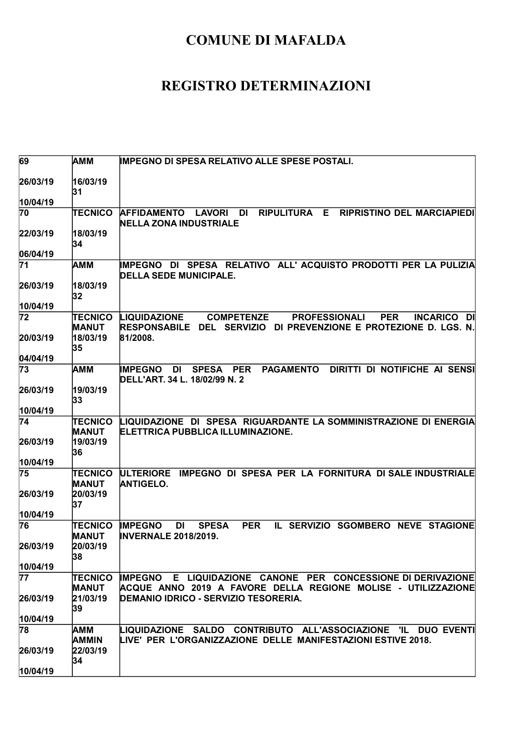# COMUNE DI MAFALDA

# REGISTRO DETERMINAZIONI

| | | |
|---|---|---|
| 69<br><br>26/03/19<br><br>10/04/19 | AMM<br><br>16/03/19<br>31 | IMPEGNO DI SPESA RELATIVO ALLE SPESE POSTALI. |
| 70<br><br>22/03/19<br><br>06/04/19 | TECNICO<br><br>18/03/19<br>34 | AFFIDAMENTO LAVORI DI RIPULITURA E RIPRISTINO DEL MARCIAPIEDI NELLA ZONA INDUSTRIALE |
| 71<br><br>26/03/19<br><br>10/04/19 | AMM<br><br>18/03/19<br>32 | IMPEGNO DI SPESA RELATIVO ALL' ACQUISTO PRODOTTI PER LA PULIZIA DELLA SEDE MUNICIPALE. |
| 72<br><br>20/03/19<br><br>04/04/19 | TECNICO MANUT<br>18/03/19<br>35 | LIQUIDAZIONE COMPETENZE PROFESSIONALI PER INCARICO DI RESPONSABILE DEL SERVIZIO DI PREVENZIONE E PROTEZIONE D. LGS. N. 81/2008. |
| 73<br><br>26/03/19<br><br>10/04/19 | AMM<br><br>19/03/19<br>33 | IMPEGNO DI SPESA PER PAGAMENTO DIRITTI DI NOTIFICHE AI SENSI DELL'ART. 34 L. 18/02/99 N. 2 |
| 74<br><br>26/03/19<br><br>10/04/19 | TECNICO MANUT<br>19/03/19<br>36 | LIQUIDAZIONE DI SPESA RIGUARDANTE LA SOMMINISTRAZIONE DI ENERGIA ELETTRICA PUBBLICA ILLUMINAZIONE. |
| 75<br><br>26/03/19<br><br>10/04/19 | TECNICO MANUT<br>20/03/19<br>37 | ULTERIORE IMPEGNO DI SPESA PER LA FORNITURA DI SALE INDUSTRIALE ANTIGELO. |
| 76<br><br>26/03/19<br><br>10/04/19 | TECNICO MANUT<br>20/03/19<br>38 | IMPEGNO DI SPESA PER IL SERVIZIO SGOMBERO NEVE STAGIONE INVERNALE 2018/2019. |
| 77<br><br>26/03/19<br><br>10/04/19 | TECNICO MANUT<br>21/03/19<br>39 | IMPEGNO E LIQUIDAZIONE CANONE PER CONCESSIONE DI DERIVAZIONE ACQUE ANNO 2019 A FAVORE DELLA REGIONE MOLISE - UTILIZZAZIONE DEMANIO IDRICO - SERVIZIO TESORERIA. |
| 78<br><br>26/03/19<br><br>10/04/19 | AMM AMMIN<br>22/03/19<br>34 | LIQUIDAZIONE SALDO CONTRIBUTO ALL'ASSOCIAZIONE 'IL DUO EVENTI LIVE' PER L'ORGANIZZAZIONE DELLE MANIFESTAZIONI ESTIVE 2018. |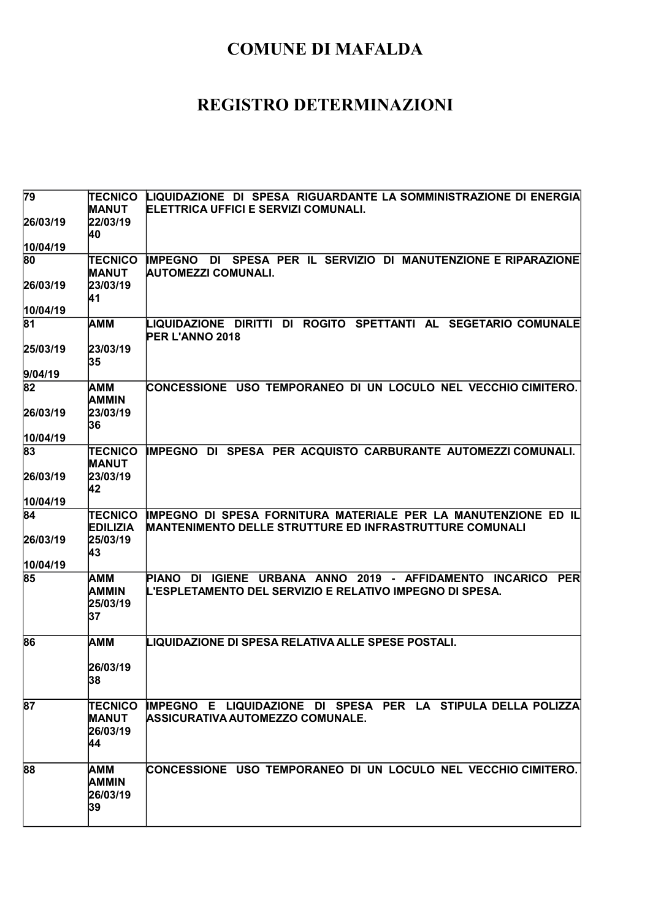# COMUNE DI MAFALDA

# REGISTRO DETERMINAZIONI

| | | |
|---|---|---|
| 79<br><br>26/03/19<br><br>10/04/19 | TECNICO MANUT<br>22/03/19<br>40 | LIQUIDAZIONE DI SPESA RIGUARDANTE LA SOMMINISTRAZIONE DI ENERGIA ELETTRICA UFFICI E SERVIZI COMUNALI. |
| 80<br><br>26/03/19<br><br>10/04/19 | TECNICO MANUT<br>23/03/19<br>41 | IMPEGNO DI SPESA PER IL SERVIZIO DI MANUTENZIONE E RIPARAZIONE AUTOMEZZI COMUNALI. |
| 81<br><br>25/03/19<br><br>9/04/19 | AMM<br><br>23/03/19<br>35 | LIQUIDAZIONE DIRITTI DI ROGITO SPETTANTI AL SEGETARIO COMUNALE PER L'ANNO 2018 |
| 82<br><br>26/03/19<br><br>10/04/19 | AMM AMMIN<br>23/03/19<br>36 | CONCESSIONE USO TEMPORANEO DI UN LOCULO NEL VECCHIO CIMITERO. |
| 83<br><br>26/03/19<br><br>10/04/19 | TECNICO MANUT<br>23/03/19<br>42 | IMPEGNO DI SPESA PER ACQUISTO CARBURANTE AUTOMEZZI COMUNALI. |
| 84<br><br>26/03/19<br><br>10/04/19 | TECNICO EDILIZIA<br>25/03/19<br>43 | IMPEGNO DI SPESA FORNITURA MATERIALE PER LA MANUTENZIONE ED IL MANTENIMENTO DELLE STRUTTURE ED INFRASTRUTTURE COMUNALI |
| 85 | AMM AMMIN<br>25/03/19<br>37 | PIANO DI IGIENE URBANA ANNO 2019 - AFFIDAMENTO INCARICO PER L'ESPLETAMENTO DEL SERVIZIO E RELATIVO IMPEGNO DI SPESA. |
| 86 | AMM<br><br>26/03/19<br>38 | LIQUIDAZIONE DI SPESA RELATIVA ALLE SPESE POSTALI. |
| 87 | TECNICO MANUT<br>26/03/19<br>44 | IMPEGNO E LIQUIDAZIONE DI SPESA PER LA STIPULA DELLA POLIZZA ASSICURATIVA AUTOMEZZO COMUNALE. |
| 88 | AMM AMMIN<br>26/03/19<br>39 | CONCESSIONE USO TEMPORANEO DI UN LOCULO NEL VECCHIO CIMITERO. |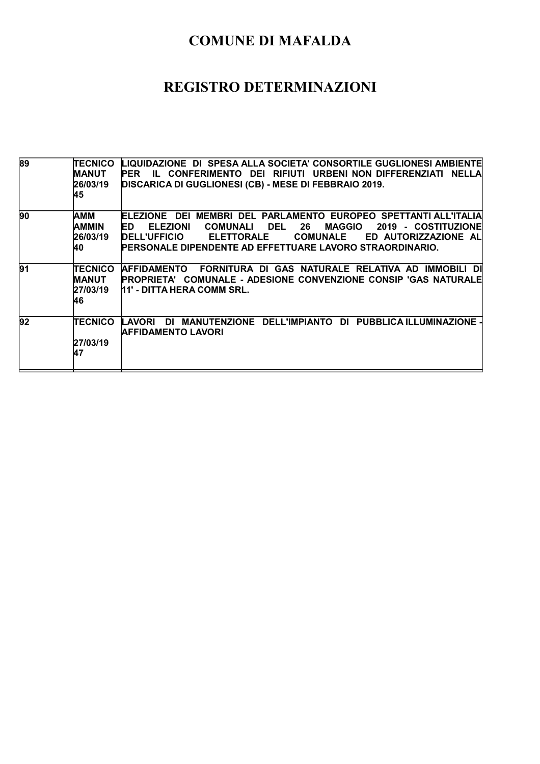# COMUNE DI MAFALDA

# REGISTRO DETERMINAZIONI

| | | |
|---|---|---|
| 89 | TECNICO<br>MANUT<br>26/03/19<br>45 | LIQUIDAZIONE DI SPESA ALLA SOCIETA' CONSORTILE GUGLIONESI AMBIENTE PER IL CONFERIMENTO DEI RIFIUTI URBENI NON DIFFERENZIATI NELLA DISCARICA DI GUGLIONESI (CB) - MESE DI FEBBRAIO 2019. |
| 90 | AMM<br>AMMIN<br>26/03/19<br>40 | ELEZIONE DEI MEMBRI DEL PARLAMENTO EUROPEO SPETTANTI ALL'ITALIA ED ELEZIONI COMUNALI DEL 26 MAGGIO 2019 - COSTITUZIONE DELL'UFFICIO ELETTORALE COMUNALE ED AUTORIZZAZIONE AL PERSONALE DIPENDENTE AD EFFETTUARE LAVORO STRAORDINARIO. |
| 91 | TECNICO<br>MANUT<br>27/03/19<br>46 | AFFIDAMENTO FORNITURA DI GAS NATURALE RELATIVA AD IMMOBILI DI PROPRIETA' COMUNALE - ADESIONE CONVENZIONE CONSIP 'GAS NATURALE 11' - DITTA HERA COMM SRL. |
| 92 | TECNICO<br><br>27/03/19<br>47 | LAVORI DI MANUTENZIONE DELL'IMPIANTO DI PUBBLICA ILLUMINAZIONE - AFFIDAMENTO LAVORI |